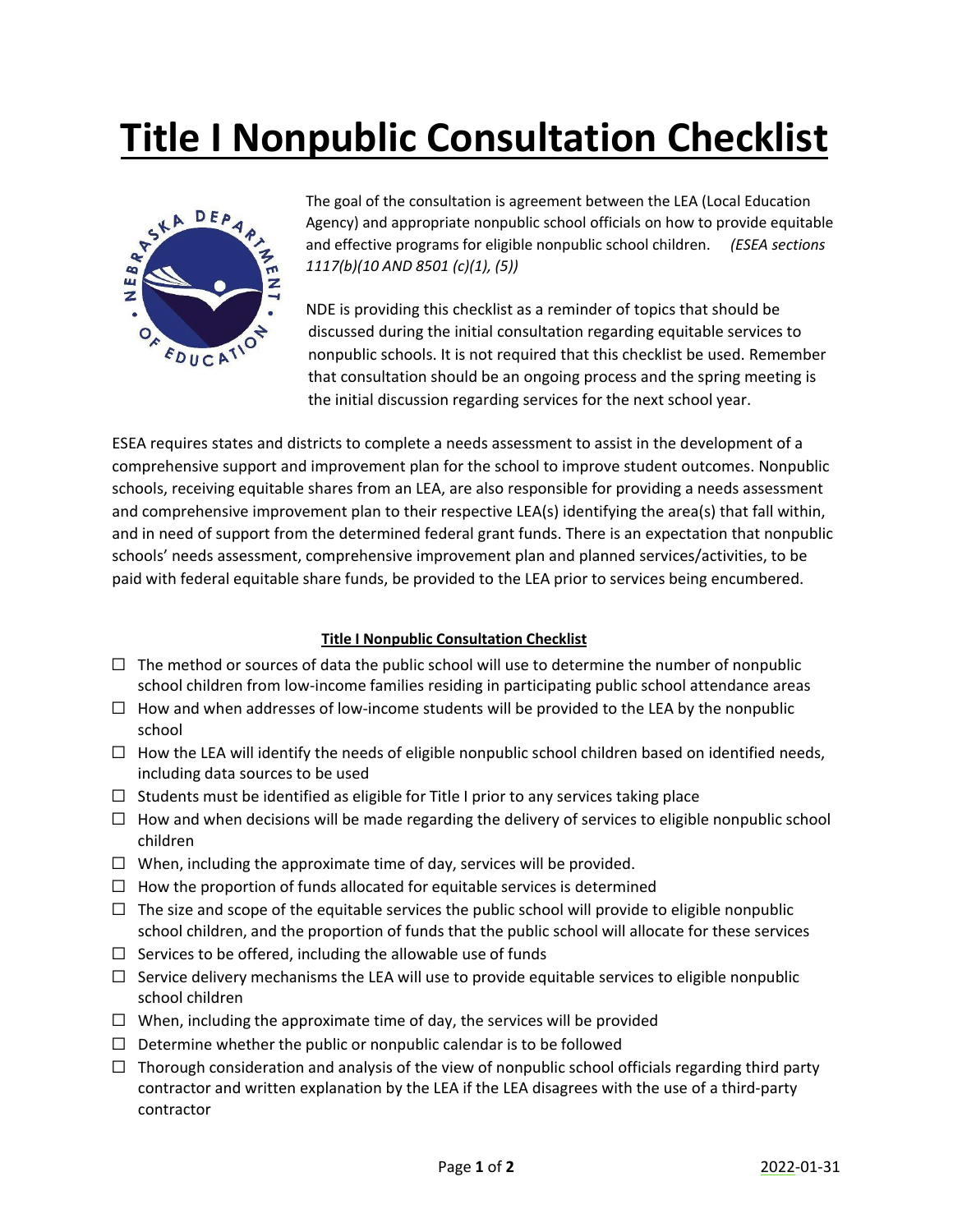# Title I Nonpublic Consultation Checklist

The goal of the consultation is agreement between the LEA (Local Education Agency) and appropriate nonpublic school officials on how to provide equitable and effective programs for eligible nonpublic school children. *(ESEA sections 1117(b)(10 AND 8501 (c)(1), (5))*

NDE is providing this checklist as a reminder of topics that should be discussed during the initial consultation regarding equitable services to nonpublic schools. It is not required that this checklist be used. Remember that consultation should be an ongoing process and the spring meeting is the initial discussion regarding services for the next school year.

ESEA requires states and districts to complete a needs assessment to assist in the development of a comprehensive support and improvement plan for the school to improve student outcomes. Nonpublic schools, receiving equitable shares from an LEA, are also responsible for providing a needs assessment and comprehensive improvement plan to their respective LEA(s) identifying the area(s) that fall within, and in need of support from the determined federal grant funds. There is an expectation that nonpublic schools' needs assessment, comprehensive improvement plan and planned services/activities, to be paid with federal equitable share funds, be provided to the LEA prior to services being encumbered.

**Title I Nonpublic Consultation Checklist**

- ☐ The method or sources of data the public school will use to determine the number of nonpublic school children from low-income families residing in participating public school attendance areas
- ☐ How and when addresses of low-income students will be provided to the LEA by the nonpublic school
- ☐ How the LEA will identify the needs of eligible nonpublic school children based on identified needs, including data sources to be used
- ☐ Students must be identified as eligible for Title I prior to any services taking place
- ☐ How and when decisions will be made regarding the delivery of services to eligible nonpublic school children
- ☐ When, including the approximate time of day, services will be provided.
- ☐ How the proportion of funds allocated for equitable services is determined
- ☐ The size and scope of the equitable services the public school will provide to eligible nonpublic school children, and the proportion of funds that the public school will allocate for these services
- ☐ Services to be offered, including the allowable use of funds
- ☐ Service delivery mechanisms the LEA will use to provide equitable services to eligible nonpublic school children
- ☐ When, including the approximate time of day, the services will be provided
- ☐ Determine whether the public or nonpublic calendar is to be followed
- ☐ Thorough consideration and analysis of the view of nonpublic school officials regarding third party contractor and written explanation by the LEA if the LEA disagrees with the use of a third-party contractor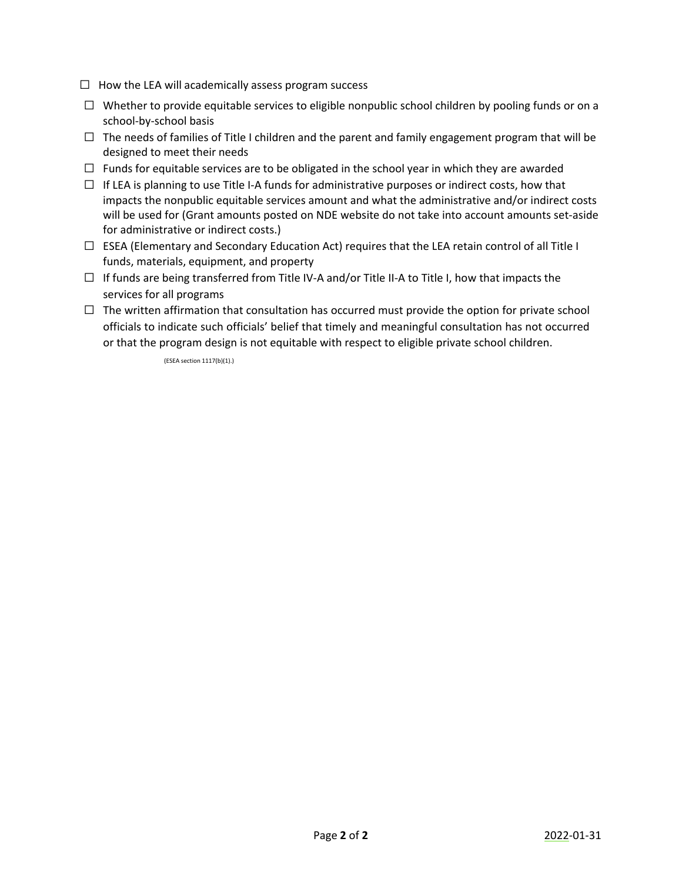☐ How the LEA will academically assess program success

☐ Whether to provide equitable services to eligible nonpublic school children by pooling funds or on a school-by-school basis

☐ The needs of families of Title I children and the parent and family engagement program that will be designed to meet their needs

☐ Funds for equitable services are to be obligated in the school year in which they are awarded

☐ If LEA is planning to use Title I-A funds for administrative purposes or indirect costs, how that impacts the nonpublic equitable services amount and what the administrative and/or indirect costs will be used for (Grant amounts posted on NDE website do not take into account amounts set-aside for administrative or indirect costs.)

☐ ESEA (Elementary and Secondary Education Act) requires that the LEA retain control of all Title I funds, materials, equipment, and property

☐ If funds are being transferred from Title IV-A and/or Title II-A to Title I, how that impacts the services for all programs

☐ The written affirmation that consultation has occurred must provide the option for private school officials to indicate such officials' belief that timely and meaningful consultation has not occurred or that the program design is not equitable with respect to eligible private school children.

(ESEA section 1117(b)(1).)

2022-01-31